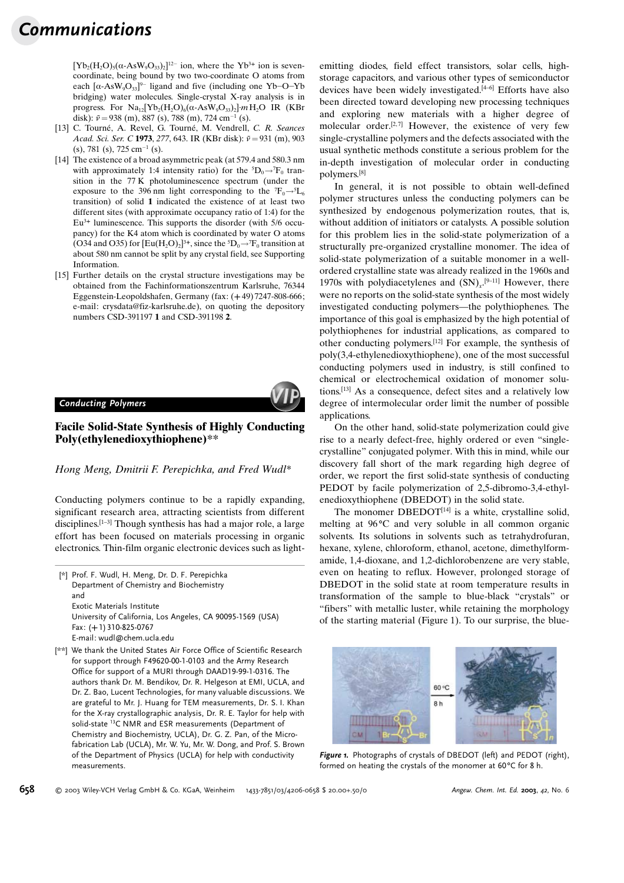$[Yb_2(H_2O)_5(\alpha\text{-}AsW_9O_{33})_2]^{12-}$ ion, where the $Yb^{3+}$ ion is seven-coordinate, being bound by two two-coordinate O atoms from each $[\alpha\text{-}AsW_9O_{33}]^{9-}$ ligand and five (including one Yb–O–Yb bridging) water molecules. Single-crystal X-ray analysis is in progress. For $Na_{12}[Yb_2(H_2O)_6(\alpha\text{-}AsW_9O_{33})_2]\cdot m\,H_2O$ IR (KBr disk): $\tilde{\nu} = 938$ (m), 887 (s), 788 (m), 724 $cm^{-1}$ (s).

[13] C. Tourné, A. Revel, G. Tourné, M. Vendrell, *C. R. Seances Acad. Sci. Ser. C* **1973**, *277*, 643. IR (KBr disk): $\tilde{\nu} = 931$ (m), 903 (s), 781 (s), 725 $cm^{-1}$ (s).

[14] The existence of a broad asymmetric peak (at 579.4 and 580.3 nm with approximately 1:4 intensity ratio) for the $^5D_0 \rightarrow {}^7F_0$ transition in the 77 K photoluminescence spectrum (under the exposure to the 396 nm light corresponding to the $^7F_0 \rightarrow {}^5L_6$ transition) of solid **1** indicated the existence of at least two different sites (with approximate occupancy ratio of 1:4) for the $Eu^{3+}$ luminescence. This supports the disorder (with 5/6 occupancy) for the K4 atom which is coordinated by water O atoms (O34 and O35) for $[Eu(H_2O)_2]^{3+}$, since the $^5D_0 \rightarrow {}^7F_0$ transition at about 580 nm cannot be split by any crystal field, see Supporting Information.

[15] Further details on the crystal structure investigations may be obtained from the Fachinformationszentrum Karlsruhe, 76344 Eggenstein-Leopoldshafen, Germany (fax: (+49) 7247-808-666; e-mail: crysdata@fiz-karlsruhe.de), on quoting the depository numbers CSD-391197 **1** and CSD-391198 **2**.

*Conducting Polymers*

## Facile Solid-State Synthesis of Highly Conducting Poly(ethylenedioxythiophene)**

*Hong Meng, Dmitrii F. Perepichka, and Fred Wudl**

Conducting polymers continue to be a rapidly expanding, significant research area, attracting scientists from different disciplines.[1–3] Though synthesis has had a major role, a large effort has been focused on materials processing in organic electronics. Thin-film organic electronic devices such as light-emitting diodes, field effect transistors, solar cells, high-storage capacitors, and various other types of semiconductor devices have been widely investigated.[4–6] Efforts have also been directed toward developing new processing techniques and exploring new materials with a higher degree of molecular order.[2,7] However, the existence of very few single-crystalline polymers and the defects associated with the usual synthetic methods constitute a serious problem for the in-depth investigation of molecular order in conducting polymers.[8]

In general, it is not possible to obtain well-defined polymer structures unless the conducting polymers can be synthesized by endogenous polymerization routes, that is, without addition of initiators or catalysts. A possible solution for this problem lies in the solid-state polymerization of a structurally pre-organized crystalline monomer. The idea of solid-state polymerization of a suitable monomer in a well-ordered crystalline state was already realized in the 1960s and 1970s with polydiacetylenes and $(SN)_x$.[9–11] However, there were no reports on the solid-state synthesis of the most widely investigated conducting polymers—the polythiophenes. The importance of this goal is emphasized by the high potential of polythiophenes for industrial applications, as compared to other conducting polymers.[12] For example, the synthesis of poly(3,4-ethylenedioxythiophene), one of the most successful conducting polymers used in industry, is still confined to chemical or electrochemical oxidation of monomer solutions.[13] As a consequence, defect sites and a relatively low degree of intermolecular order limit the number of possible applications.

On the other hand, solid-state polymerization could give rise to a nearly defect-free, highly ordered or even "single-crystalline" conjugated polymer. With this in mind, while our discovery fall short of the mark regarding high degree of order, we report the first solid-state synthesis of conducting PEDOT by facile polymerization of 2,5-dibromo-3,4-ethylenedioxythiophene (DBEDOT) in the solid state.

The monomer DBEDOT[14] is a white, crystalline solid, melting at 96 °C and very soluble in all common organic solvents. Its solutions in solvents such as tetrahydrofuran, hexane, xylene, chloroform, ethanol, acetone, dimethylformamide, 1,4-dioxane, and 1,2-dichlorobenzene are very stable, even on heating to reflux. However, prolonged storage of DBEDOT in the solid state at room temperature results in transformation of the sample to blue-black "crystals" or "fibers" with metallic luster, while retaining the morphology of the starting material (Figure 1). To our surprise, the blue-

**Figure 1.** Photographs of crystals of DBEDOT (left) and PEDOT (right), formed on heating the crystals of the monomer at 60 °C for 8 h.

[*] Prof. F. Wudl, H. Meng, Dr. D. F. Perepichka
Department of Chemistry and Biochemistry
and
Exotic Materials Institute
University of California, Los Angeles, CA 90095-1569 (USA)
Fax: (+1) 310-825-0767
E-mail: wudl@chem.ucla.edu

[**] We thank the United States Air Force Office of Scientific Research for support through F49620-00-1-0103 and the Army Research Office for support of a MURI through DAAD19-99-1-0316. The authors thank Dr. M. Bendikov, Dr. R. Helgeson at EMI, UCLA, and Dr. Z. Bao, Lucent Technologies, for many valuable discussions. We are grateful to Mr. J. Huang for TEM measurements, Dr. S. I. Khan for the X-ray crystallographic analysis, Dr. R. E. Taylor for help with solid-state $^{13}C$ NMR and ESR measurements (Department of Chemistry and Biochemistry, UCLA), Dr. G. Z. Pan, of the Microfabrication Lab (UCLA), Mr. W. Yu, Mr. W. Dong, and Prof. S. Brown of the Department of Physics (UCLA) for help with conductivity measurements.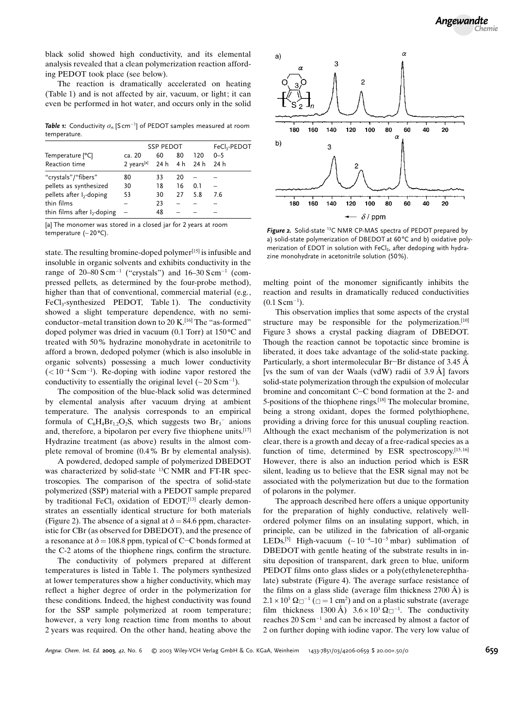black solid showed high conductivity, and its elemental analysis revealed that a clean polymerization reaction affording PEDOT took place (see below).

The reaction is dramatically accelerated on heating (Table 1) and is not affected by air, vacuum, or light; it can even be performed in hot water, and occurs only in the solid

**Table 1:** Conductivity $\sigma_{rt}$ [S cm$^{-1}$] of PEDOT samples measured at room temperature.

| | SSP PEDOT | | | | $FeCl_3$-PEDOT |
|---|---|---|---|---|---|
| Temperature [°C] | ca. 20 | 60 | 80 | 120 | 0–5 |
| Reaction time | 2 years[a] | 24 h | 4 h | 24 h | 24 h |
| "crystals"/"fibers" | 80 | 33 | 20 | – | – |
| pellets as synthesized | 30 | 18 | 16 | 0.1 | – |
| pellets after $I_2$-doping | 53 | 30 | 27 | 5.8 | 7.6 |
| thin films | – | 23 | – | – | – |
| thin films after $I_2$-doping | – | 48 | – | – | – |

[a] The monomer was stored in a closed jar for 2 years at room temperature (~20°C).

state. The resulting bromine-doped polymer[15] is infusible and insoluble in organic solvents and exhibits conductivity in the range of 20–80 S cm$^{-1}$ ("crystals") and 16–30 S cm$^{-1}$ (compressed pellets, as determined by the four-probe method), higher than that of conventional, commercial material (e.g., $FeCl_3$-synthesized PEDOT, Table 1). The conductivity showed a slight temperature dependence, with no semiconductor–metal transition down to 20 K.[16] The "as-formed" doped polymer was dried in vacuum (0.1 Torr) at 150°C and treated with 50% hydrazine monohydrate in acetonitrile to afford a brown, dedoped polymer (which is also insoluble in organic solvents) possessing a much lower conductivity ($<10^{-4}$ S cm$^{-1}$). Re-doping with iodine vapor restored the conductivity to essentially the original level (~20 S cm$^{-1}$).

The composition of the blue-black solid was determined by elemental analysis after vacuum drying at ambient temperature. The analysis corresponds to an empirical formula of $C_6H_4Br_{1.2}O_2S$, which suggests two $Br_3^-$ anions and, therefore, a bipolaron per every five thiophene units.[17] Hydrazine treatment (as above) results in the almost complete removal of bromine (0.4% Br by elemental analysis).

A powdered, dedoped sample of polymerized DBEDOT was characterized by solid-state $^{13}$C NMR and FT-IR spectroscopies. The comparison of the spectra of solid-state polymerized (SSP) material with a PEDOT sample prepared by traditional $FeCl_3$ oxidation of EDOT,[13] clearly demonstrates an essentially identical structure for both materials (Figure 2). The absence of a signal at $\delta = 84.6$ ppm, characteristic for CBr (as observed for DBEDOT), and the presence of a resonance at $\delta = 108.8$ ppm, typical of C–C bonds formed at the C-2 atoms of the thiophene rings, confirm the structure.

The conductivity of polymers prepared at different temperatures is listed in Table 1. The polymers synthesized at lower temperatures show a higher conductivity, which may reflect a higher degree of order in the polymerization for these conditions. Indeed, the highest conductivity was found for the SSP sample polymerized at room temperature; however, a very long reaction time from months to about 2 years was required. On the other hand, heating above the melting point of the monomer significantly inhibits the reaction and results in dramatically reduced conductivities (0.1 S cm$^{-1}$).

**Figure 2.** Solid-state $^{13}$C NMR CP-MAS spectra of PEDOT prepared by a) solid-state polymerization of DBEDOT at 60°C and b) oxidative polymerization of EDOT in solution with $FeCl_3$, after dedoping with hydrazine monohydrate in acetonitrile solution (50%).

This observation implies that some aspects of the crystal structure may be responsible for the polymerization.[10] Figure 3 shows a crystal packing diagram of DBEDOT. Though the reaction cannot be topotactic since bromine is liberated, it does take advantage of the solid-state packing. Particularly, a short intermolecular Br–Br distance of 3.45 Å [vs the sum of van der Waals (vdW) radii of 3.9 Å] favors solid-state polymerization through the expulsion of molecular bromine and concomitant C–C bond formation at the 2- and 5-positions of the thiophene rings.[18] The molecular bromine, being a strong oxidant, dopes the formed polythiophene, providing a driving force for this unusual coupling reaction. Although the exact mechanism of the polymerization is not clear, there is a growth and decay of a free-radical species as a function of time, determined by ESR spectroscopy.[15,16] However, there is also an induction period which is ESR silent, leading us to believe that the ESR signal may not be associated with the polymerization but due to the formation of polarons in the polymer.

The approach described here offers a unique opportunity for the preparation of highly conductive, relatively well-ordered polymer films on an insulating support, which, in principle, can be utilized in the fabrication of all-organic LEDs.[5] High-vacuum (~$10^{-4}$–$10^{-5}$ mbar) sublimation of DBEDOT with gentle heating of the substrate results in in situ deposition of transparent, dark green to blue, uniform PEDOT films onto glass slides or a poly(ethyleneterephthalate) substrate (Figure 4). The average surface resistance of the films on a glass slide (average film thickness 2700 Å) is $2.1\times10^3\ \Omega\square^{-1}$ ($\square = 1$ cm$^2$) and on a plastic substrate (average film thickness 1300 Å) $3.6\times10^3\ \Omega\square^{-1}$. The conductivity reaches 20 S cm$^{-1}$ and can be increased by almost a factor of 2 on further doping with iodine vapor. The very low value of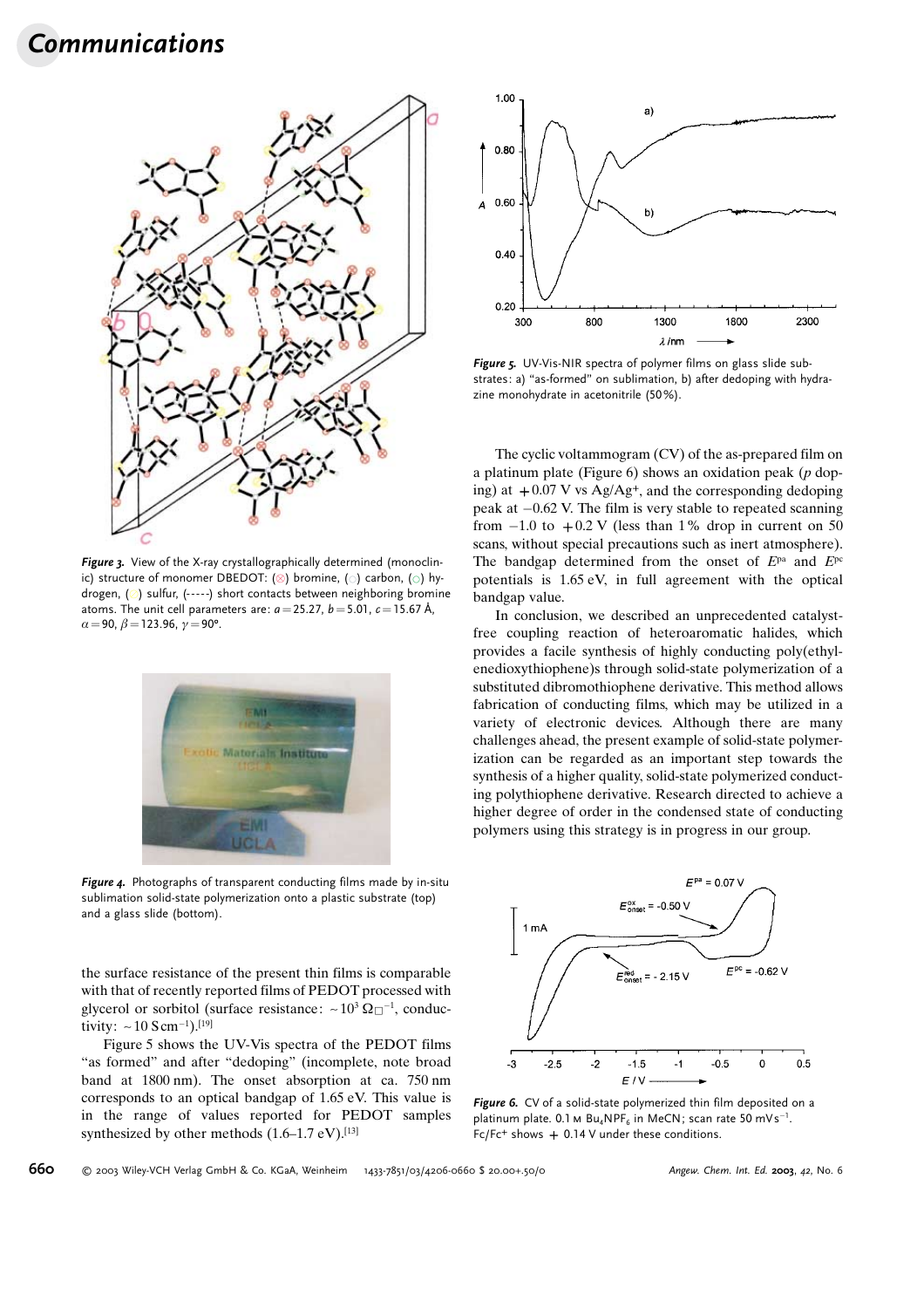Figure 3. View of the X-ray crystallographically determined (monoclinic) structure of monomer DBEDOT: (⊗) bromine, (○) carbon, (○) hydrogen, (○) sulfur, (-----) short contacts between neighboring bromine atoms. The unit cell parameters are: $a = 25.27$, $b = 5.01$, $c = 15.67$ Å, $\alpha = 90$, $\beta = 123.96$, $\gamma = 90°$.

Figure 4. Photographs of transparent conducting films made by in-situ sublimation solid-state polymerization onto a plastic substrate (top) and a glass slide (bottom).

the surface resistance of the present thin films is comparable with that of recently reported films of PEDOT processed with glycerol or sorbitol (surface resistance: $\sim 10^3\ \Omega\square^{-1}$, conductivity: $\sim 10\ \mathrm{S\,cm^{-1}}$).[19]

Figure 5 shows the UV-Vis spectra of the PEDOT films "as formed" and after "dedoping" (incomplete, note broad band at 1800 nm). The onset absorption at ca. 750 nm corresponds to an optical bandgap of 1.65 eV. This value is in the range of values reported for PEDOT samples synthesized by other methods (1.6–1.7 eV).[13]

Figure 5. UV-Vis-NIR spectra of polymer films on glass slide substrates: a) "as-formed" on sublimation, b) after dedoping with hydrazine monohydrate in acetonitrile (50%).

The cyclic voltammogram (CV) of the as-prepared film on a platinum plate (Figure 6) shows an oxidation peak (*p* doping) at $+0.07$ V vs $Ag/Ag^+$, and the corresponding dedoping peak at $-0.62$ V. The film is very stable to repeated scanning from $-1.0$ to $+0.2$ V (less than 1% drop in current on 50 scans, without special precautions such as inert atmosphere). The bandgap determined from the onset of $E^{pa}$ and $E^{pc}$ potentials is 1.65 eV, in full agreement with the optical bandgap value.

In conclusion, we described an unprecedented catalyst-free coupling reaction of heteroaromatic halides, which provides a facile synthesis of highly conducting poly(ethylenedioxythiophene)s through solid-state polymerization of a substituted dibromothiophene derivative. This method allows fabrication of conducting films, which may be utilized in a variety of electronic devices. Although there are many challenges ahead, the present example of solid-state polymerization can be regarded as an important step towards the synthesis of a higher quality, solid-state polymerized conducting polythiophene derivative. Research directed to achieve a higher degree of order in the condensed state of conducting polymers using this strategy is in progress in our group.

Figure 6. CV of a solid-state polymerized thin film deposited on a platinum plate. 0.1 M $Bu_4NPF_6$ in MeCN; scan rate 50 $\mathrm{mV\,s^{-1}}$. $Fc/Fc^+$ shows $+0.14$ V under these conditions.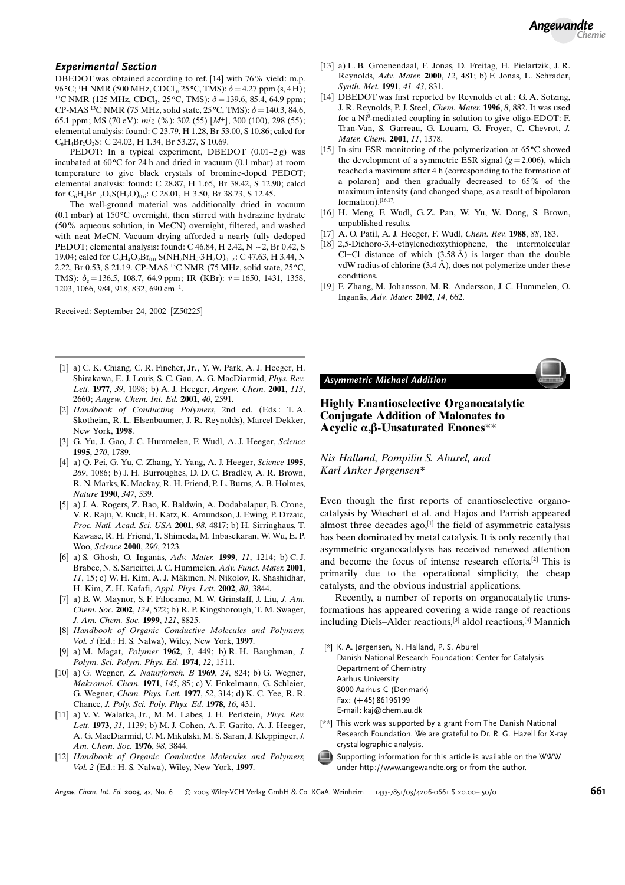## Experimental Section

DBEDOT was obtained according to ref. [14] with 76% yield: m.p. 96 °C; $^1$H NMR (500 MHz, $CDCl_3$, 25 °C, TMS): $\delta = 4.27$ ppm (s, 4H); $^{13}$C NMR (125 MHz, $CDCl_3$, 25 °C, TMS): $\delta = 139.6$, 85.4, 64.9 ppm; CP-MAS $^{13}$C NMR (75 MHz, solid state, 25 °C, TMS): $\delta = 140.3$, 84.6, 65.1 ppm; MS (70 eV): $m/z$ (%): 302 (55) [$M^+$], 300 (100), 298 (55); elemental analysis: found: C 23.79, H 1.28, Br 53.00, S 10.86; calcd for $C_6H_4Br_2O_2S$: C 24.02, H 1.34, Br 53.27, S 10.69.

PEDOT: In a typical experiment, DBEDOT (0.01–2 g) was incubated at 60 °C for 24 h and dried in vacuum (0.1 mbar) at room temperature to give black crystals of bromine-doped PEDOT; elemental analysis: found: C 28.87, H 1.65, Br 38.42, S 12.90; calcd for $C_6H_4Br_{1.2}O_2S(H_2O)_{0.6}$: C 28.01, H 3.50, Br 38.73, S 12.45.

The well-ground material was additionally dried in vacuum (0.1 mbar) at 150 °C overnight, then stirred with hydrazine hydrate (50% aqueous solution, in MeCN) overnight, filtered, and washed with neat MeCN. Vacuum drying afforded a nearly fully dedoped PEDOT; elemental analysis: found: C 46.84, H 2.42, N ~2, Br 0.42, S 19.04; calcd for $C_6H_4O_2Br_{0.01}S(NH_2NH_2{\cdot}3H_2O)_{0.12}$: C 47.63, H 3.44, N 2.22, Br 0.53, S 21.19. CP-MAS $^{13}$C NMR (75 MHz, solid state, 25 °C, TMS): $\delta_c = 136.5$, 108.7, 64.9 ppm; IR (KBr): $\tilde{\nu} = 1650$, 1431, 1358, 1203, 1066, 984, 918, 832, 690 cm$^{-1}$.

Received: September 24, 2002 [Z50225]

[1] a) C. K. Chiang, C. R. Fincher, Jr., Y. W. Park, A. J. Heeger, H. Shirakawa, E. J. Louis, S. C. Gau, A. G. MacDiarmid, *Phys. Rev. Lett.* **1977**, *39*, 1098; b) A. J. Heeger, *Angew. Chem.* **2001**, *113*, 2660; *Angew. Chem. Int. Ed.* **2001**, *40*, 2591.

[2] *Handbook of Conducting Polymers*, 2nd ed. (Eds.: T. A. Skotheim, R. L. Elsenbaumer, J. R. Reynolds), Marcel Dekker, New York, **1998**.

[3] G. Yu, J. Gao, J. C. Hummelen, F. Wudl, A. J. Heeger, *Science* **1995**, *270*, 1789.

[4] a) Q. Pei, G. Yu, C. Zhang, Y. Yang, A. J. Heeger, *Science* **1995**, *269*, 1086; b) J. H. Burroughes, D. D. C. Bradley, A. R. Brown, R. N. Marks, K. Mackay, R. H. Friend, P. L. Burns, A. B. Holmes, *Nature* **1990**, *347*, 539.

[5] a) J. A. Rogers, Z. Bao, K. Baldwin, A. Dodabalapur, B. Crone, V. R. Raju, V. Kuck, H. Katz, K. Amundson, J. Ewing, P. Drzaic, *Proc. Natl. Acad. Sci. USA* **2001**, *98*, 4817; b) H. Sirringhaus, T. Kawase, R. H. Friend, T. Shimoda, M. Inbasekaran, W. Wu, E. P. Woo, *Science* **2000**, *290*, 2123.

[6] a) S. Ghosh, O. Inganäs, *Adv. Mater.* **1999**, *11*, 1214; b) C. J. Brabec, N. S. Sariciftci, J. C. Hummelen, *Adv. Funct. Mater.* **2001**, *11*, 15; c) W. H. Kim, A. J. Mäkinen, N. Nikolov, R. Shashidhar, H. Kim, Z. H. Kafafi, *Appl. Phys. Lett.* **2002**, *80*, 3844.

[7] a) B. W. Maynor, S. F. Filocamo, M. W. Grinstaff, J. Liu, *J. Am. Chem. Soc.* **2002**, *124*, 522; b) R. P. Kingsborough, T. M. Swager, *J. Am. Chem. Soc.* **1999**, *121*, 8825.

[8] *Handbook of Organic Conductive Molecules and Polymers, Vol. 3* (Ed.: H. S. Nalwa), Wiley, New York, **1997**.

[9] a) M. Magat, *Polymer* **1962**, *3*, 449; b) R. H. Baughman, *J. Polym. Sci. Polym. Phys. Ed.* **1974**, *12*, 1511.

[10] a) G. Wegner, *Z. Naturforsch. B* **1969**, *24*, 824; b) G. Wegner, *Makromol. Chem.* **1971**, *145*, 85; c) V. Enkelmann, G. Schleier, G. Wegner, *Chem. Phys. Lett.* **1977**, *52*, 314; d) K. C. Yee, R. R. Chance, *J. Poly. Sci. Poly. Phys. Ed.* **1978**, *16*, 431.

[11] a) V. V. Walatka, Jr., M. M. Labes, J. H. Perlstein, *Phys. Rev. Lett.* **1973**, *31*, 1139; b) M. J. Cohen, A. F. Garito, A. J. Heeger, A. G. MacDiarmid, C. M. Mikulski, M. S. Saran, J. Kleppinger, *J. Am. Chem. Soc.* **1976**, *98*, 3844.

[12] *Handbook of Organic Conductive Molecules and Polymers, Vol. 2* (Ed.: H. S. Nalwa), Wiley, New York, **1997**.

[13] a) L. B. Groenendaal, F. Jonas, D. Freitag, H. Pielartzik, J. R. Reynolds, *Adv. Mater.* **2000**, *12*, 481; b) F. Jonas, L. Schrader, *Synth. Met.* **1991**, *41–43*, 831.

[14] DBEDOT was first reported by Reynolds et al.: G. A. Sotzing, J. R. Reynolds, P. J. Steel, *Chem. Mater.* **1996**, *8*, 882. It was used for a Ni$^0$-mediated coupling in solution to give oligo-EDOT: F. Tran-Van, S. Garreau, G. Louarn, G. Froyer, C. Chevrot, *J. Mater. Chem.* **2001**, *11*, 1378.

[15] In-situ ESR monitoring of the polymerization at 65 °C showed the development of a symmetric ESR signal ($g = 2.006$), which reached a maximum after 4 h (corresponding to the formation of a polaron) and then gradually decreased to 65% of the maximum intensity (and changed shape, as a result of bipolaron formation).[16,17]

[16] H. Meng, F. Wudl, G. Z. Pan, W. Yu, W. Dong, S. Brown, unpublished results.

[17] A. O. Patil, A. J. Heeger, F. Wudl, *Chem. Rev.* **1988**, *88*, 183.

[18] 2,5-Dichoro-3,4-ethylenedioxythiophene, the intermolecular Cl–Cl distance of which (3.58 Å) is larger than the double vdW radius of chlorine (3.4 Å), does not polymerize under these conditions.

[19] F. Zhang, M. Johansson, M. R. Andersson, J. C. Hummelen, O. Inganäs, *Adv. Mater.* **2002**, *14*, 662.

*Asymmetric Michael Addition*

## Highly Enantioselective Organocatalytic Conjugate Addition of Malonates to Acyclic α,β-Unsaturated Enones**

*Nis Halland, Pompiliu S. Aburel, and Karl Anker Jørgensen**

Even though the first reports of enantioselective organocatalysis by Wiechert et al. and Hajos and Parrish appeared almost three decades ago,[1] the field of asymmetric catalysis has been dominated by metal catalysis. It is only recently that asymmetric organocatalysis has received renewed attention and become the focus of intense research efforts.[2] This is primarily due to the operational simplicity, the cheap catalysts, and the obvious industrial applications.

Recently, a number of reports on organocatalytic transformations has appeared covering a wide range of reactions including Diels–Alder reactions,[3] aldol reactions,[4] Mannich

[*] K. A. Jørgensen, N. Halland, P. S. Aburel
Danish National Research Foundation: Center for Catalysis
Department of Chemistry
Aarhus University
8000 Aarhus C (Denmark)
Fax: (+45) 86196199
E-mail: kaj@chem.au.dk

[**] This work was supported by a grant from The Danish National Research Foundation. We are grateful to Dr. R. G. Hazell for X-ray crystallographic analysis.

Supporting information for this article is available on the WWW under http://www.angewandte.org or from the author.